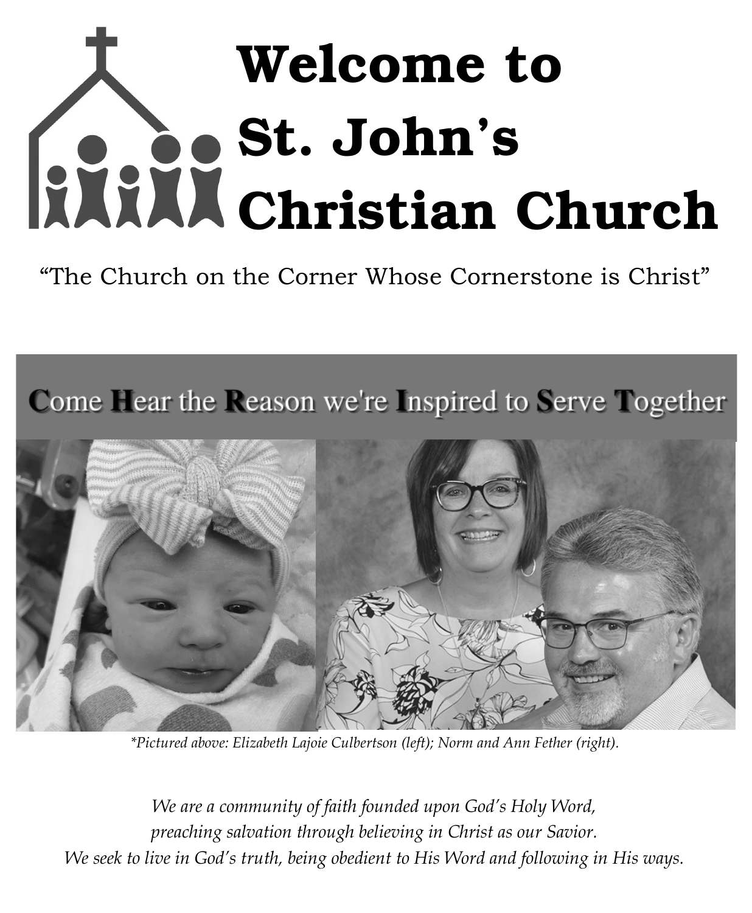# Welcome to St. John's Christian Church

"The Church on the Corner Whose Cornerstone is Christ"

**C**ome **H**ear the **R**eason we're **I**nspired to **S**erve **T**ogether

*\*Pictured above: Elizabeth Lajoie Culbertson (left); Norm and Ann Fether (right).*

*We are a community of faith founded upon God's Holy Word,*
*preaching salvation through believing in Christ as our Savior.*
*We seek to live in God's truth, being obedient to His Word and following in His ways.*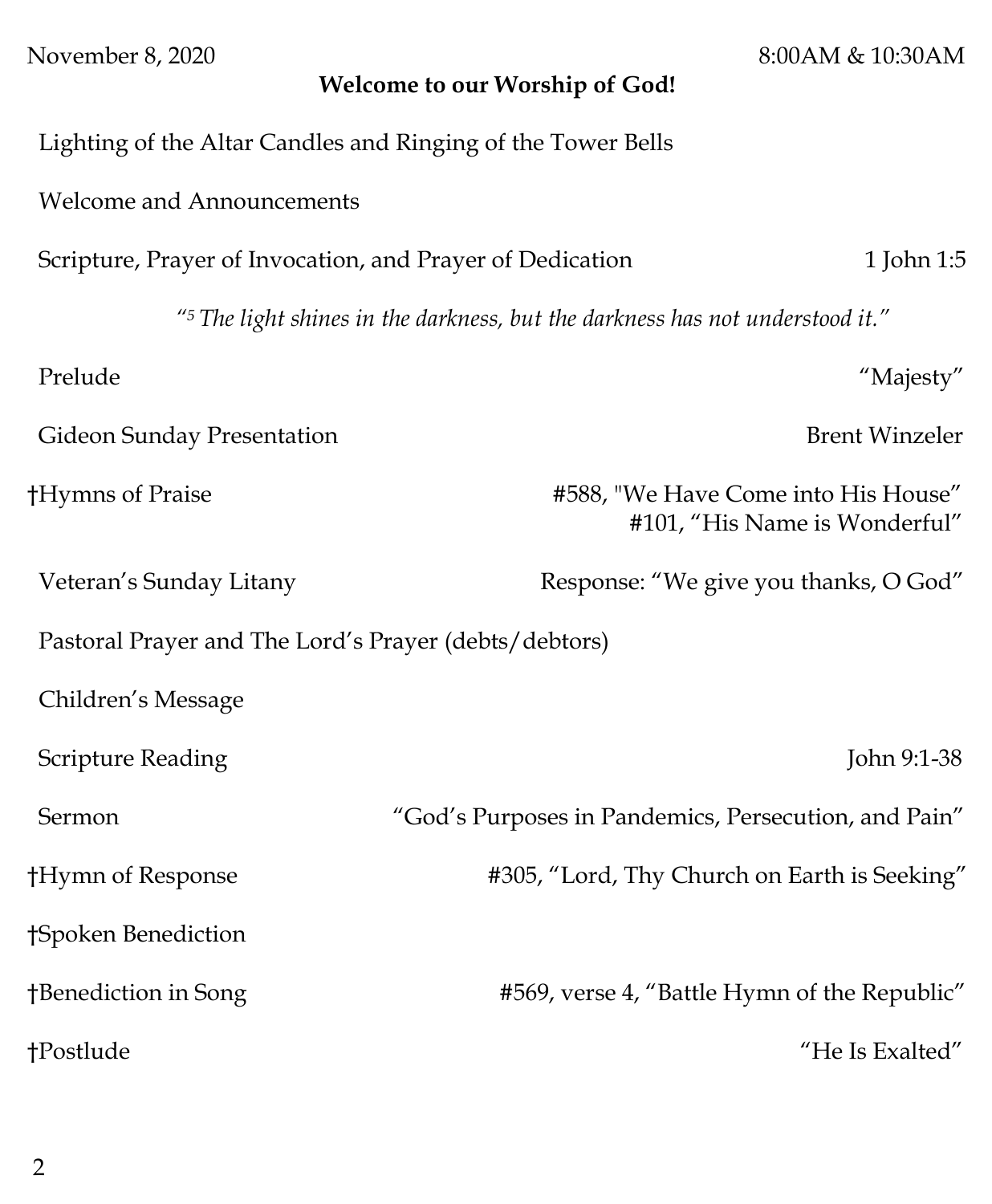November 8, 2020 8:00AM & 10:30AM

**Welcome to our Worship of God!**

Lighting of the Altar Candles and Ringing of the Tower Bells

Welcome and Announcements

Scripture, Prayer of Invocation, and Prayer of Dedication 1 John 1:5

*"5 The light shines in the darkness, but the darkness has not understood it."*

Prelude "Majesty"

Gideon Sunday Presentation Brent Winzeler

†Hymns of Praise #588, "We Have Come into His House"
#101, "His Name is Wonderful"

Veteran's Sunday Litany Response: "We give you thanks, O God"

Pastoral Prayer and The Lord's Prayer (debts/debtors)

Children's Message

Scripture Reading John 9:1-38

Sermon "God's Purposes in Pandemics, Persecution, and Pain"

†Hymn of Response #305, "Lord, Thy Church on Earth is Seeking"

†Spoken Benediction

†Benediction in Song #569, verse 4, "Battle Hymn of the Republic"

†Postlude "He Is Exalted"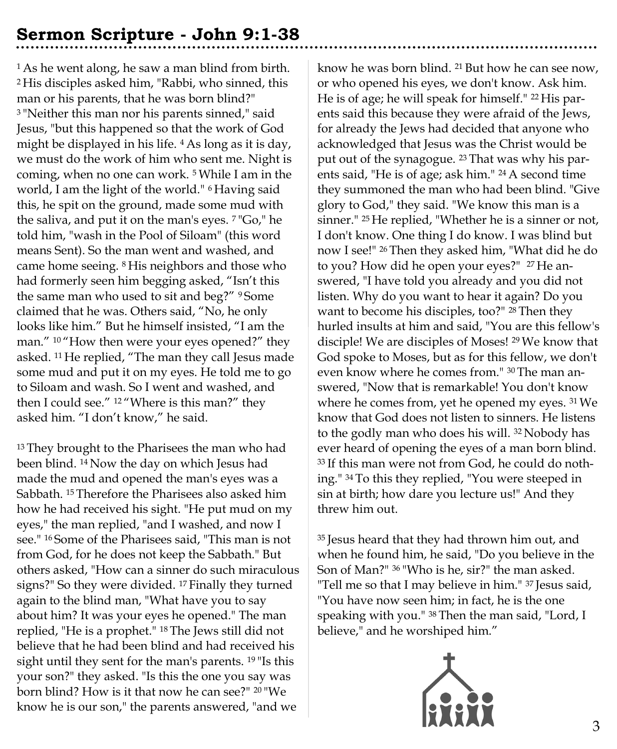## Sermon Scripture - John 9:1-38

[1] As he went along, he saw a man blind from birth. [2] His disciples asked him, "Rabbi, who sinned, this man or his parents, that he was born blind?" [3] "Neither this man nor his parents sinned," said Jesus, "but this happened so that the work of God might be displayed in his life. [4] As long as it is day, we must do the work of him who sent me. Night is coming, when no one can work. [5] While I am in the world, I am the light of the world." [6] Having said this, he spit on the ground, made some mud with the saliva, and put it on the man's eyes. [7] "Go," he told him, "wash in the Pool of Siloam" (this word means Sent). So the man went and washed, and came home seeing. [8] His neighbors and those who had formerly seen him begging asked, "Isn't this the same man who used to sit and beg?" [9] Some claimed that he was. Others said, "No, he only looks like him." But he himself insisted, "I am the man." [10] "How then were your eyes opened?" they asked. [11] He replied, "The man they call Jesus made some mud and put it on my eyes. He told me to go to Siloam and wash. So I went and washed, and then I could see." [12] "Where is this man?" they asked him. "I don't know," he said.

[13] They brought to the Pharisees the man who had been blind. [14] Now the day on which Jesus had made the mud and opened the man's eyes was a Sabbath. [15] Therefore the Pharisees also asked him how he had received his sight. "He put mud on my eyes," the man replied, "and I washed, and now I see." [16] Some of the Pharisees said, "This man is not from God, for he does not keep the Sabbath." But others asked, "How can a sinner do such miraculous signs?" So they were divided. [17] Finally they turned again to the blind man, "What have you to say about him? It was your eyes he opened." The man replied, "He is a prophet." [18] The Jews still did not believe that he had been blind and had received his sight until they sent for the man's parents. [19] "Is this your son?" they asked. "Is this the one you say was born blind? How is it that now he can see?" [20] "We know he is our son," the parents answered, "and we know he was born blind. [21] But how he can see now, or who opened his eyes, we don't know. Ask him. He is of age; he will speak for himself." [22] His parents said this because they were afraid of the Jews, for already the Jews had decided that anyone who acknowledged that Jesus was the Christ would be put out of the synagogue. [23] That was why his parents said, "He is of age; ask him." [24] A second time they summoned the man who had been blind. "Give glory to God," they said. "We know this man is a sinner." [25] He replied, "Whether he is a sinner or not, I don't know. One thing I do know. I was blind but now I see!" [26] Then they asked him, "What did he do to you? How did he open your eyes?" [27] He answered, "I have told you already and you did not listen. Why do you want to hear it again? Do you want to become his disciples, too?" [28] Then they hurled insults at him and said, "You are this fellow's disciple! We are disciples of Moses! [29] We know that God spoke to Moses, but as for this fellow, we don't even know where he comes from." [30] The man answered, "Now that is remarkable! You don't know where he comes from, yet he opened my eyes. [31] We know that God does not listen to sinners. He listens to the godly man who does his will. [32] Nobody has ever heard of opening the eyes of a man born blind. [33] If this man were not from God, he could do nothing." [34] To this they replied, "You were steeped in sin at birth; how dare you lecture us!" And they threw him out.

[35] Jesus heard that they had thrown him out, and when he found him, he said, "Do you believe in the Son of Man?" [36] "Who is he, sir?" the man asked. "Tell me so that I may believe in him." [37] Jesus said, "You have now seen him; in fact, he is the one speaking with you." [38] Then the man said, "Lord, I believe," and he worshiped him."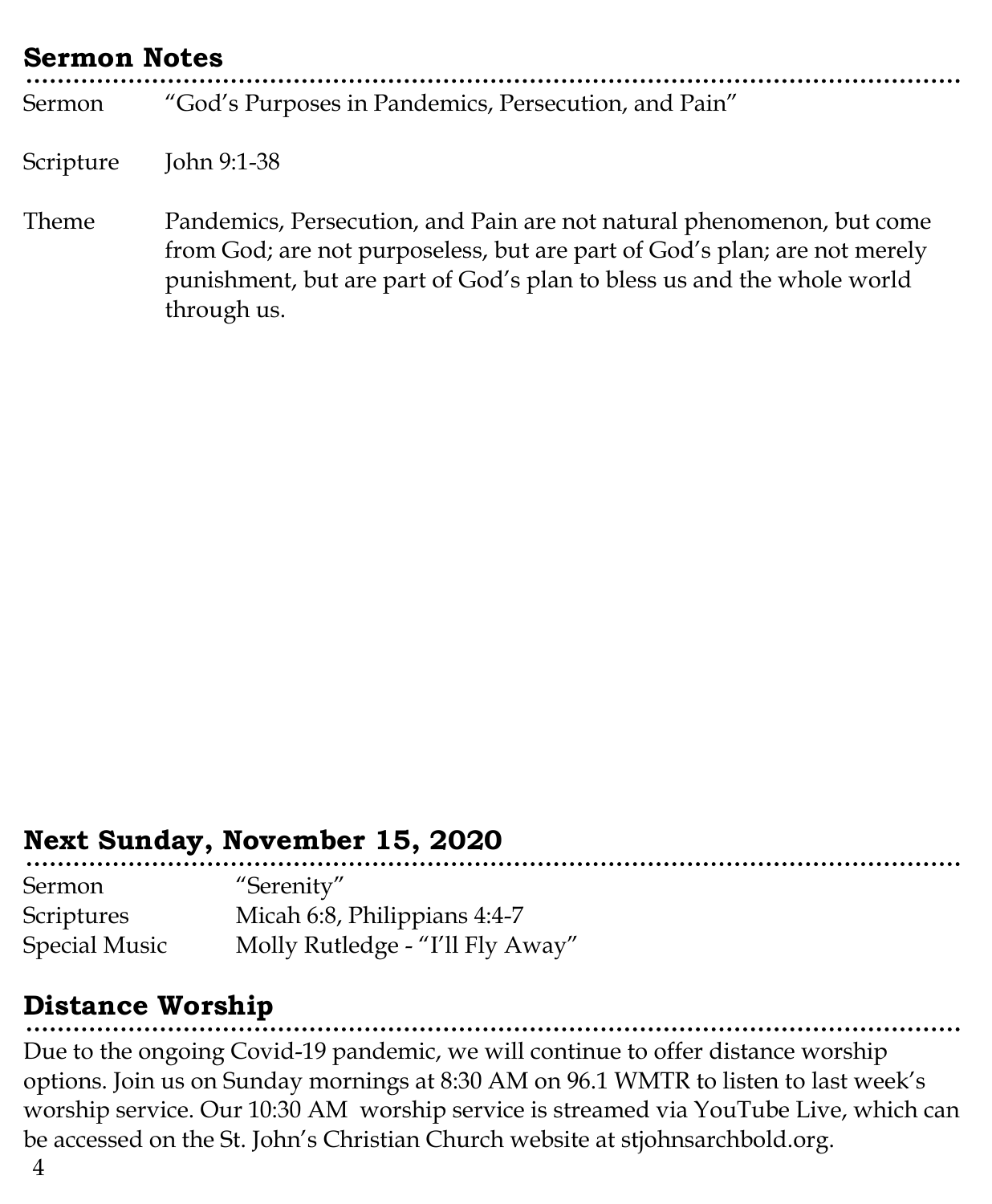## Sermon Notes

| | |
|---|---|
| Sermon | "God's Purposes in Pandemics, Persecution, and Pain" |
| Scripture | John 9:1-38 |
| Theme | Pandemics, Persecution, and Pain are not natural phenomenon, but come from God; are not purposeless, but are part of God's plan; are not merely punishment, but are part of God's plan to bless us and the whole world through us. |

## Next Sunday, November 15, 2020

| | |
|---|---|
| Sermon | "Serenity" |
| Scriptures | Micah 6:8, Philippians 4:4-7 |
| Special Music | Molly Rutledge - "I'll Fly Away" |

## Distance Worship

Due to the ongoing Covid-19 pandemic, we will continue to offer distance worship options. Join us on Sunday mornings at 8:30 AM on 96.1 WMTR to listen to last week's worship service. Our 10:30 AM worship service is streamed via YouTube Live, which can be accessed on the St. John's Christian Church website at stjohnsarchbold.org.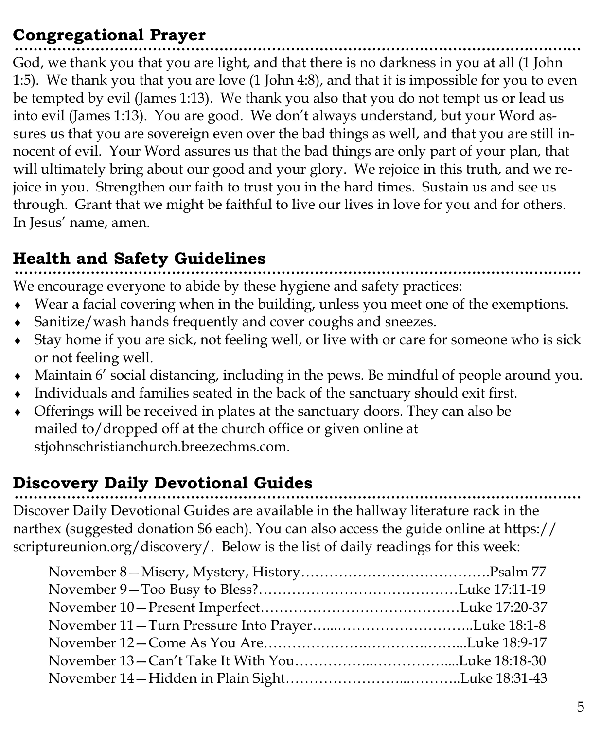## Congregational Prayer

God, we thank you that you are light, and that there is no darkness in you at all (1 John 1:5). We thank you that you are love (1 John 4:8), and that it is impossible for you to even be tempted by evil (James 1:13). We thank you also that you do not tempt us or lead us into evil (James 1:13). You are good. We don't always understand, but your Word assures us that you are sovereign even over the bad things as well, and that you are still innocent of evil. Your Word assures us that the bad things are only part of your plan, that will ultimately bring about our good and your glory. We rejoice in this truth, and we rejoice in you. Strengthen our faith to trust you in the hard times. Sustain us and see us through. Grant that we might be faithful to live our lives in love for you and for others. In Jesus' name, amen.

## Health and Safety Guidelines

We encourage everyone to abide by these hygiene and safety practices:

- Wear a facial covering when in the building, unless you meet one of the exemptions.
- Sanitize/wash hands frequently and cover coughs and sneezes.
- Stay home if you are sick, not feeling well, or live with or care for someone who is sick or not feeling well.
- Maintain 6' social distancing, including in the pews. Be mindful of people around you.
- Individuals and families seated in the back of the sanctuary should exit first.
- Offerings will be received in plates at the sanctuary doors. They can also be mailed to/dropped off at the church office or given online at stjohnschristianchurch.breezechms.com.

## Discovery Daily Devotional Guides

Discover Daily Devotional Guides are available in the hallway literature rack in the narthex (suggested donation $6 each). You can also access the guide online at https://scriptureunion.org/discovery/. Below is the list of daily readings for this week:

November 8—Misery, Mystery, History………………………………….Psalm 77
November 9—Too Busy to Bless?……………………………………Luke 17:11-19
November 10—Present Imperfect……………………………………Luke 17:20-37
November 11—Turn Pressure Into Prayer…...………………………..Luke 18:1-8
November 12—Come As You Are………………….……….……...Luke 18:9-17
November 13—Can't Take It With You……………..……………....Luke 18:18-30
November 14—Hidden in Plain Sight…………………...………..Luke 18:31-43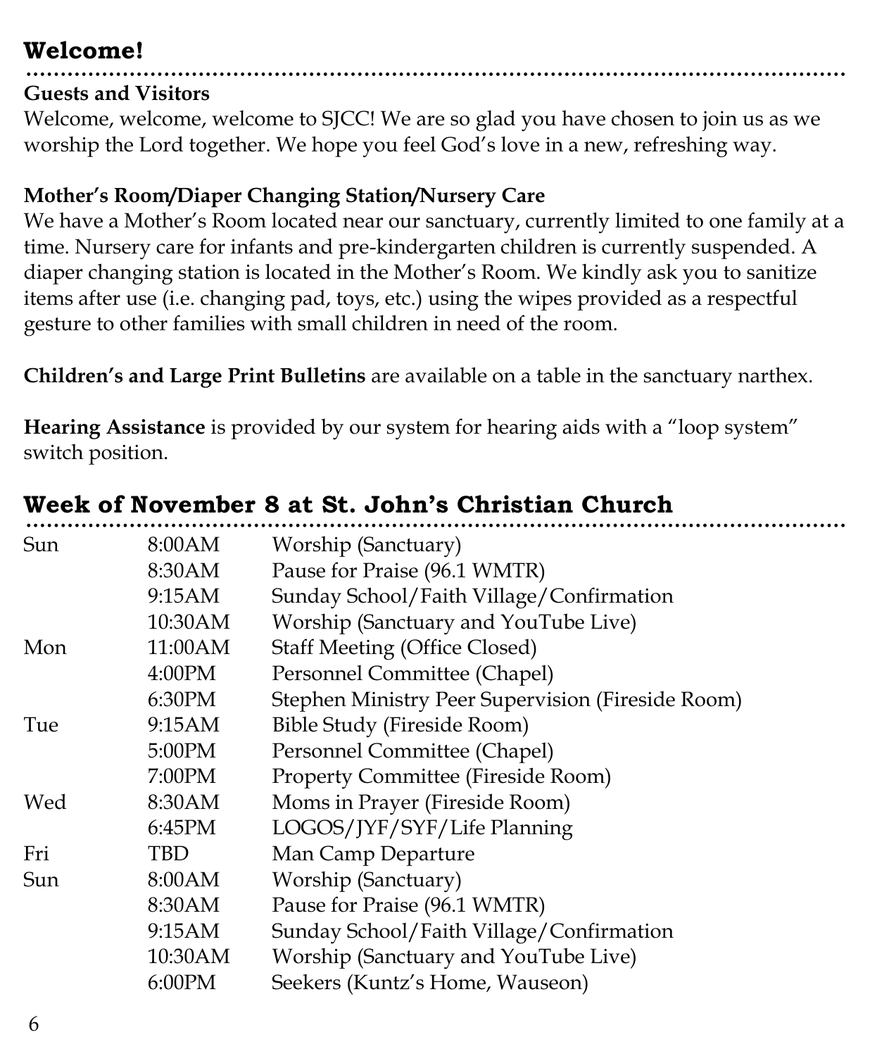## Welcome!

**Guests and Visitors**
Welcome, welcome, welcome to SJCC! We are so glad you have chosen to join us as we worship the Lord together. We hope you feel God's love in a new, refreshing way.

**Mother's Room/Diaper Changing Station/Nursery Care**
We have a Mother's Room located near our sanctuary, currently limited to one family at a time. Nursery care for infants and pre-kindergarten children is currently suspended. A diaper changing station is located in the Mother's Room. We kindly ask you to sanitize items after use (i.e. changing pad, toys, etc.) using the wipes provided as a respectful gesture to other families with small children in need of the room.

**Children's and Large Print Bulletins** are available on a table in the sanctuary narthex.

**Hearing Assistance** is provided by our system for hearing aids with a "loop system" switch position.

## Week of November 8 at St. John's Christian Church

| | | |
|---|---|---|
| Sun | 8:00AM | Worship (Sanctuary) |
| | 8:30AM | Pause for Praise (96.1 WMTR) |
| | 9:15AM | Sunday School/Faith Village/Confirmation |
| | 10:30AM | Worship (Sanctuary and YouTube Live) |
| Mon | 11:00AM | Staff Meeting (Office Closed) |
| | 4:00PM | Personnel Committee (Chapel) |
| | 6:30PM | Stephen Ministry Peer Supervision (Fireside Room) |
| Tue | 9:15AM | Bible Study (Fireside Room) |
| | 5:00PM | Personnel Committee (Chapel) |
| | 7:00PM | Property Committee (Fireside Room) |
| Wed | 8:30AM | Moms in Prayer (Fireside Room) |
| | 6:45PM | LOGOS/JYF/SYF/Life Planning |
| Fri | TBD | Man Camp Departure |
| Sun | 8:00AM | Worship (Sanctuary) |
| | 8:30AM | Pause for Praise (96.1 WMTR) |
| | 9:15AM | Sunday School/Faith Village/Confirmation |
| | 10:30AM | Worship (Sanctuary and YouTube Live) |
| | 6:00PM | Seekers (Kuntz's Home, Wauseon) |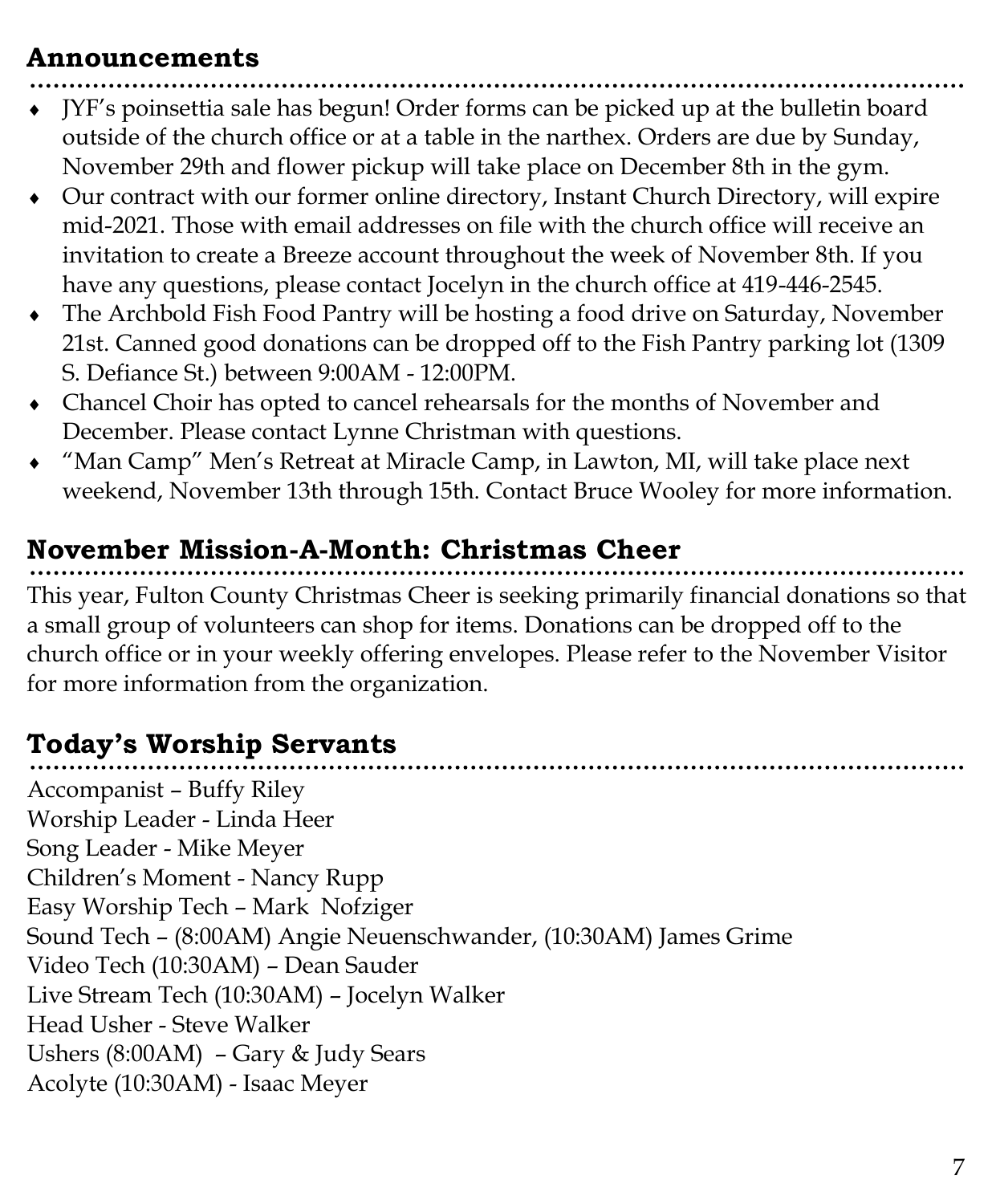## Announcements

- JYF's poinsettia sale has begun! Order forms can be picked up at the bulletin board outside of the church office or at a table in the narthex. Orders are due by Sunday, November 29th and flower pickup will take place on December 8th in the gym.
- Our contract with our former online directory, Instant Church Directory, will expire mid-2021. Those with email addresses on file with the church office will receive an invitation to create a Breeze account throughout the week of November 8th. If you have any questions, please contact Jocelyn in the church office at 419-446-2545.
- The Archbold Fish Food Pantry will be hosting a food drive on Saturday, November 21st. Canned good donations can be dropped off to the Fish Pantry parking lot (1309 S. Defiance St.) between 9:00AM - 12:00PM.
- Chancel Choir has opted to cancel rehearsals for the months of November and December. Please contact Lynne Christman with questions.
- "Man Camp" Men's Retreat at Miracle Camp, in Lawton, MI, will take place next weekend, November 13th through 15th. Contact Bruce Wooley for more information.

## November Mission-A-Month: Christmas Cheer

This year, Fulton County Christmas Cheer is seeking primarily financial donations so that a small group of volunteers can shop for items. Donations can be dropped off to the church office or in your weekly offering envelopes. Please refer to the November Visitor for more information from the organization.

## Today's Worship Servants

Accompanist – Buffy Riley
Worship Leader - Linda Heer
Song Leader - Mike Meyer
Children's Moment - Nancy Rupp
Easy Worship Tech – Mark Nofziger
Sound Tech – (8:00AM) Angie Neuenschwander, (10:30AM) James Grime
Video Tech (10:30AM) – Dean Sauder
Live Stream Tech (10:30AM) – Jocelyn Walker
Head Usher - Steve Walker
Ushers (8:00AM) – Gary & Judy Sears
Acolyte (10:30AM) - Isaac Meyer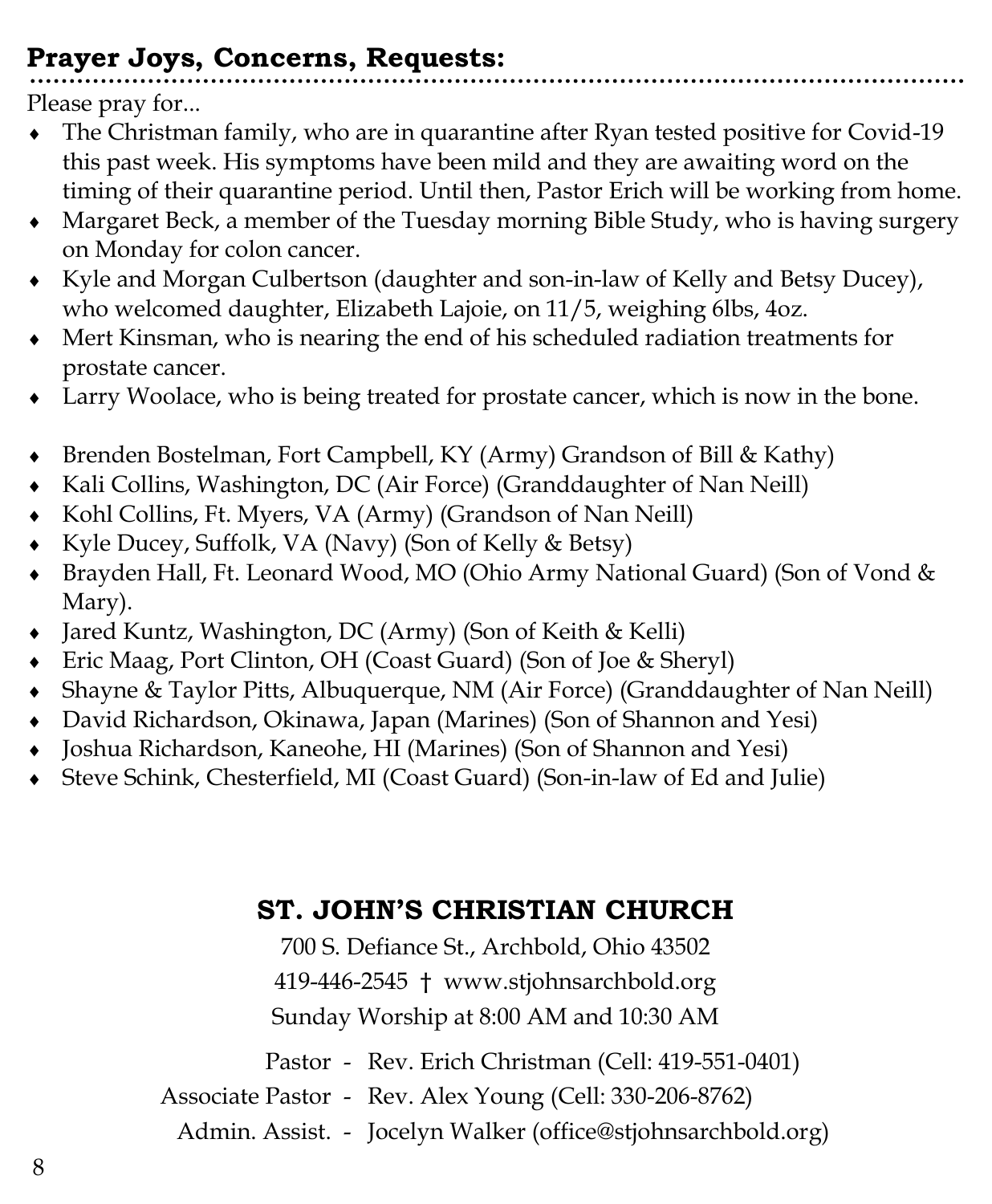## Prayer Joys, Concerns, Requests:

Please pray for...

- The Christman family, who are in quarantine after Ryan tested positive for Covid-19 this past week. His symptoms have been mild and they are awaiting word on the timing of their quarantine period. Until then, Pastor Erich will be working from home.
- Margaret Beck, a member of the Tuesday morning Bible Study, who is having surgery on Monday for colon cancer.
- Kyle and Morgan Culbertson (daughter and son-in-law of Kelly and Betsy Ducey), who welcomed daughter, Elizabeth Lajoie, on 11/5, weighing 6lbs, 4oz.
- Mert Kinsman, who is nearing the end of his scheduled radiation treatments for prostate cancer.
- Larry Woolace, who is being treated for prostate cancer, which is now in the bone.

- Brenden Bostelman, Fort Campbell, KY (Army) Grandson of Bill & Kathy)
- Kali Collins, Washington, DC (Air Force) (Granddaughter of Nan Neill)
- Kohl Collins, Ft. Myers, VA (Army) (Grandson of Nan Neill)
- Kyle Ducey, Suffolk, VA (Navy) (Son of Kelly & Betsy)
- Brayden Hall, Ft. Leonard Wood, MO (Ohio Army National Guard) (Son of Vond & Mary).
- Jared Kuntz, Washington, DC (Army) (Son of Keith & Kelli)
- Eric Maag, Port Clinton, OH (Coast Guard) (Son of Joe & Sheryl)
- Shayne & Taylor Pitts, Albuquerque, NM (Air Force) (Granddaughter of Nan Neill)
- David Richardson, Okinawa, Japan (Marines) (Son of Shannon and Yesi)
- Joshua Richardson, Kaneohe, HI (Marines) (Son of Shannon and Yesi)
- Steve Schink, Chesterfield, MI (Coast Guard) (Son-in-law of Ed and Julie)

## ST. JOHN'S CHRISTIAN CHURCH

700 S. Defiance St., Archbold, Ohio 43502

419-446-2545 † www.stjohnsarchbold.org

Sunday Worship at 8:00 AM and 10:30 AM

Pastor - Rev. Erich Christman (Cell: 419-551-0401)

Associate Pastor - Rev. Alex Young (Cell: 330-206-8762)

Admin. Assist. - Jocelyn Walker (office@stjohnsarchbold.org)